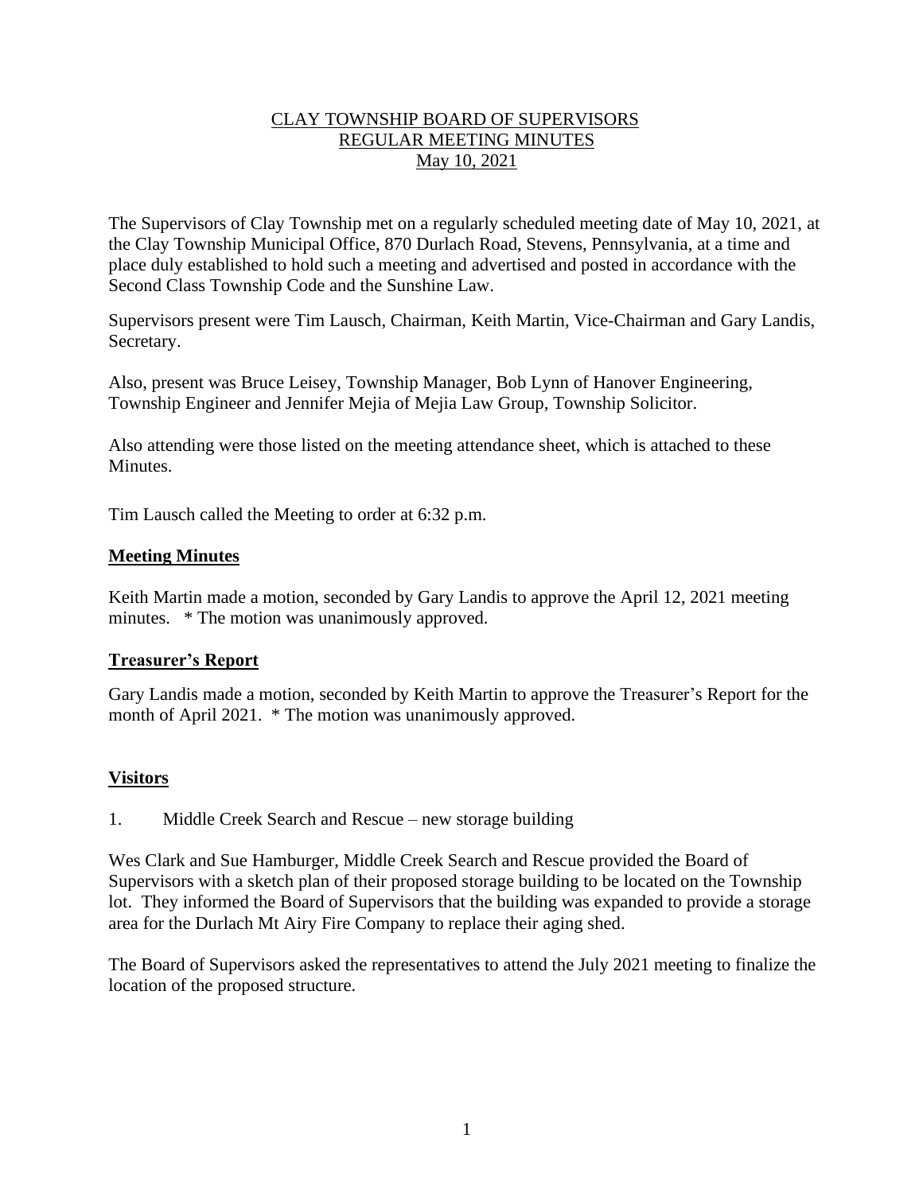# CLAY TOWNSHIP BOARD OF SUPERVISORS
## REGULAR MEETING MINUTES
## May 10, 2021

The Supervisors of Clay Township met on a regularly scheduled meeting date of May 10, 2021, at the Clay Township Municipal Office, 870 Durlach Road, Stevens, Pennsylvania, at a time and place duly established to hold such a meeting and advertised and posted in accordance with the Second Class Township Code and the Sunshine Law.

Supervisors present were Tim Lausch, Chairman, Keith Martin, Vice-Chairman and Gary Landis, Secretary.

Also, present was Bruce Leisey, Township Manager, Bob Lynn of Hanover Engineering, Township Engineer and Jennifer Mejia of Mejia Law Group, Township Solicitor.

Also attending were those listed on the meeting attendance sheet, which is attached to these Minutes.

Tim Lausch called the Meeting to order at 6:32 p.m.

### Meeting Minutes

Keith Martin made a motion, seconded by Gary Landis to approve the April 12, 2021 meeting minutes. * The motion was unanimously approved.

### Treasurer's Report

Gary Landis made a motion, seconded by Keith Martin to approve the Treasurer's Report for the month of April 2021. * The motion was unanimously approved.

### Visitors

1. Middle Creek Search and Rescue – new storage building

Wes Clark and Sue Hamburger, Middle Creek Search and Rescue provided the Board of Supervisors with a sketch plan of their proposed storage building to be located on the Township lot. They informed the Board of Supervisors that the building was expanded to provide a storage area for the Durlach Mt Airy Fire Company to replace their aging shed.

The Board of Supervisors asked the representatives to attend the July 2021 meeting to finalize the location of the proposed structure.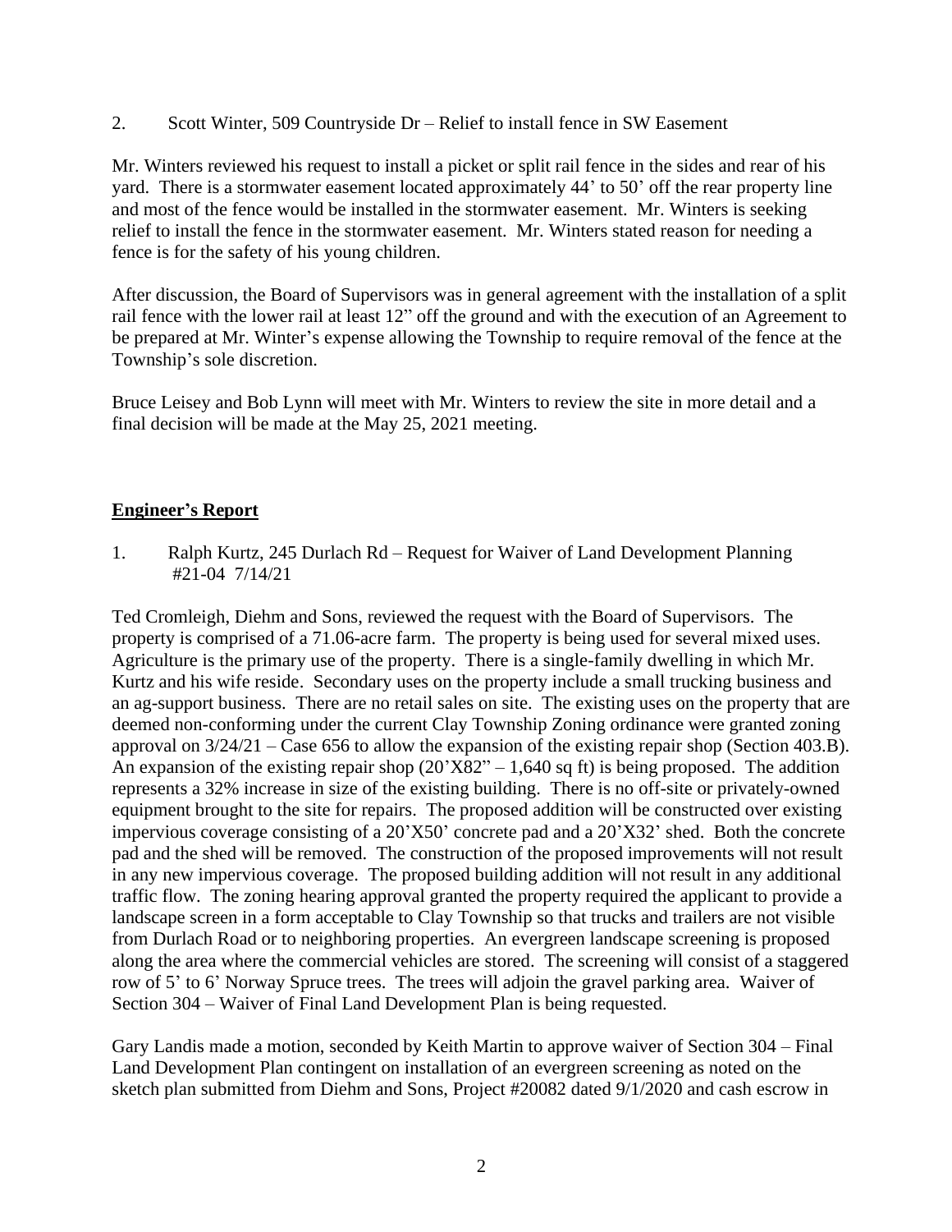2. Scott Winter, 509 Countryside Dr – Relief to install fence in SW Easement

Mr. Winters reviewed his request to install a picket or split rail fence in the sides and rear of his yard. There is a stormwater easement located approximately 44' to 50' off the rear property line and most of the fence would be installed in the stormwater easement. Mr. Winters is seeking relief to install the fence in the stormwater easement. Mr. Winters stated reason for needing a fence is for the safety of his young children.

After discussion, the Board of Supervisors was in general agreement with the installation of a split rail fence with the lower rail at least 12" off the ground and with the execution of an Agreement to be prepared at Mr. Winter's expense allowing the Township to require removal of the fence at the Township's sole discretion.

Bruce Leisey and Bob Lynn will meet with Mr. Winters to review the site in more detail and a final decision will be made at the May 25, 2021 meeting.

## **Engineer's Report**

1. Ralph Kurtz, 245 Durlach Rd – Request for Waiver of Land Development Planning #21-04 7/14/21

Ted Cromleigh, Diehm and Sons, reviewed the request with the Board of Supervisors. The property is comprised of a 71.06-acre farm. The property is being used for several mixed uses. Agriculture is the primary use of the property. There is a single-family dwelling in which Mr. Kurtz and his wife reside. Secondary uses on the property include a small trucking business and an ag-support business. There are no retail sales on site. The existing uses on the property that are deemed non-conforming under the current Clay Township Zoning ordinance were granted zoning approval on 3/24/21 – Case 656 to allow the expansion of the existing repair shop (Section 403.B). An expansion of the existing repair shop (20'X82" – 1,640 sq ft) is being proposed. The addition represents a 32% increase in size of the existing building. There is no off-site or privately-owned equipment brought to the site for repairs. The proposed addition will be constructed over existing impervious coverage consisting of a 20'X50' concrete pad and a 20'X32' shed. Both the concrete pad and the shed will be removed. The construction of the proposed improvements will not result in any new impervious coverage. The proposed building addition will not result in any additional traffic flow. The zoning hearing approval granted the property required the applicant to provide a landscape screen in a form acceptable to Clay Township so that trucks and trailers are not visible from Durlach Road or to neighboring properties. An evergreen landscape screening is proposed along the area where the commercial vehicles are stored. The screening will consist of a staggered row of 5' to 6' Norway Spruce trees. The trees will adjoin the gravel parking area. Waiver of Section 304 – Waiver of Final Land Development Plan is being requested.

Gary Landis made a motion, seconded by Keith Martin to approve waiver of Section 304 – Final Land Development Plan contingent on installation of an evergreen screening as noted on the sketch plan submitted from Diehm and Sons, Project #20082 dated 9/1/2020 and cash escrow in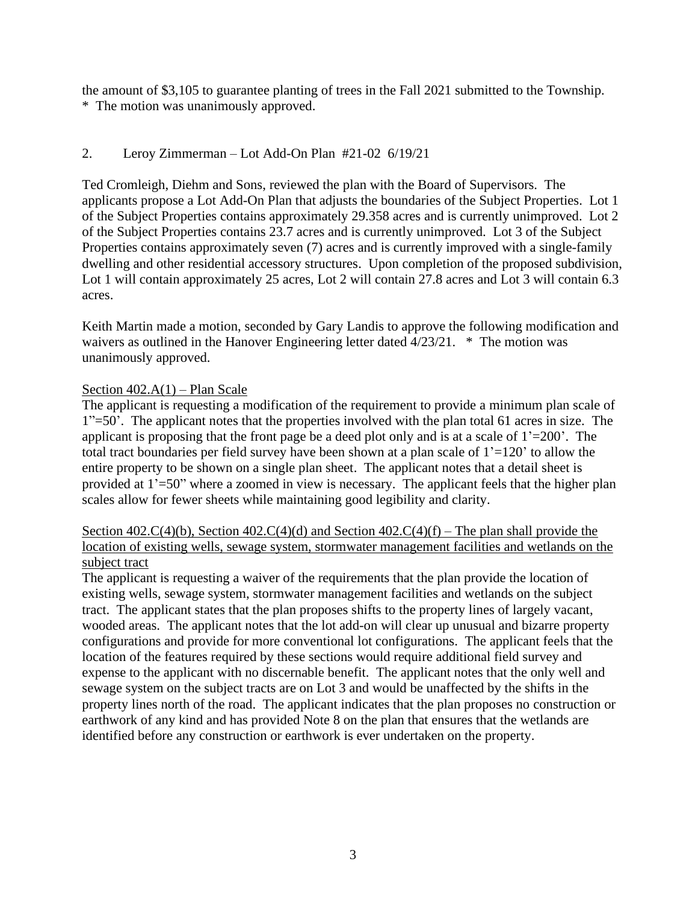the amount of $3,105 to guarantee planting of trees in the Fall 2021 submitted to the Township.
* The motion was unanimously approved.

2. Leroy Zimmerman – Lot Add-On Plan #21-02 6/19/21

Ted Cromleigh, Diehm and Sons, reviewed the plan with the Board of Supervisors. The applicants propose a Lot Add-On Plan that adjusts the boundaries of the Subject Properties. Lot 1 of the Subject Properties contains approximately 29.358 acres and is currently unimproved. Lot 2 of the Subject Properties contains 23.7 acres and is currently unimproved. Lot 3 of the Subject Properties contains approximately seven (7) acres and is currently improved with a single-family dwelling and other residential accessory structures. Upon completion of the proposed subdivision, Lot 1 will contain approximately 25 acres, Lot 2 will contain 27.8 acres and Lot 3 will contain 6.3 acres.

Keith Martin made a motion, seconded by Gary Landis to approve the following modification and waivers as outlined in the Hanover Engineering letter dated 4/23/21. * The motion was unanimously approved.

<u>Section 402.A(1) – Plan Scale</u>
The applicant is requesting a modification of the requirement to provide a minimum plan scale of 1"=50'. The applicant notes that the properties involved with the plan total 61 acres in size. The applicant is proposing that the front page be a deed plot only and is at a scale of 1'=200'. The total tract boundaries per field survey have been shown at a plan scale of 1'=120' to allow the entire property to be shown on a single plan sheet. The applicant notes that a detail sheet is provided at 1'=50" where a zoomed in view is necessary. The applicant feels that the higher plan scales allow for fewer sheets while maintaining good legibility and clarity.

<u>Section 402.C(4)(b), Section 402.C(4)(d) and Section 402.C(4)(f) – The plan shall provide the location of existing wells, sewage system, stormwater management facilities and wetlands on the subject tract</u>
The applicant is requesting a waiver of the requirements that the plan provide the location of existing wells, sewage system, stormwater management facilities and wetlands on the subject tract. The applicant states that the plan proposes shifts to the property lines of largely vacant, wooded areas. The applicant notes that the lot add-on will clear up unusual and bizarre property configurations and provide for more conventional lot configurations. The applicant feels that the location of the features required by these sections would require additional field survey and expense to the applicant with no discernable benefit. The applicant notes that the only well and sewage system on the subject tracts are on Lot 3 and would be unaffected by the shifts in the property lines north of the road. The applicant indicates that the plan proposes no construction or earthwork of any kind and has provided Note 8 on the plan that ensures that the wetlands are identified before any construction or earthwork is ever undertaken on the property.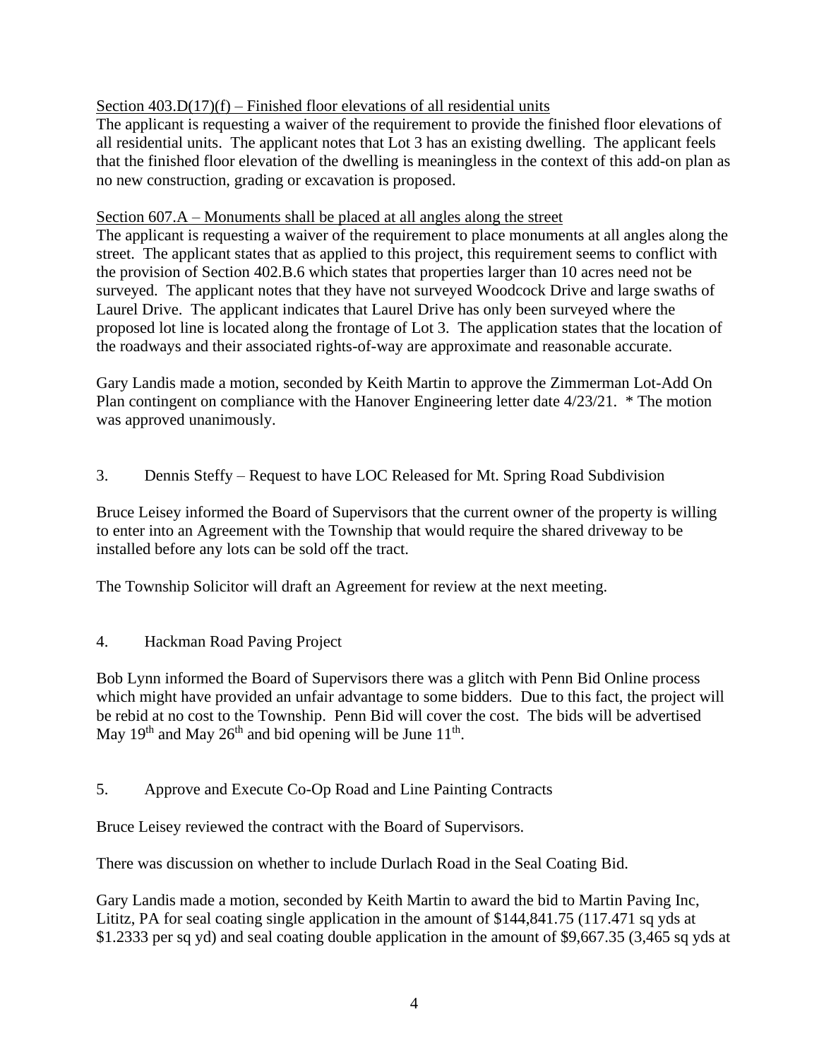Section 403.D(17)(f) – Finished floor elevations of all residential units

The applicant is requesting a waiver of the requirement to provide the finished floor elevations of all residential units. The applicant notes that Lot 3 has an existing dwelling. The applicant feels that the finished floor elevation of the dwelling is meaningless in the context of this add-on plan as no new construction, grading or excavation is proposed.

Section 607.A – Monuments shall be placed at all angles along the street

The applicant is requesting a waiver of the requirement to place monuments at all angles along the street. The applicant states that as applied to this project, this requirement seems to conflict with the provision of Section 402.B.6 which states that properties larger than 10 acres need not be surveyed. The applicant notes that they have not surveyed Woodcock Drive and large swaths of Laurel Drive. The applicant indicates that Laurel Drive has only been surveyed where the proposed lot line is located along the frontage of Lot 3. The application states that the location of the roadways and their associated rights-of-way are approximate and reasonable accurate.

Gary Landis made a motion, seconded by Keith Martin to approve the Zimmerman Lot-Add On Plan contingent on compliance with the Hanover Engineering letter date 4/23/21. * The motion was approved unanimously.

3. Dennis Steffy – Request to have LOC Released for Mt. Spring Road Subdivision

Bruce Leisey informed the Board of Supervisors that the current owner of the property is willing to enter into an Agreement with the Township that would require the shared driveway to be installed before any lots can be sold off the tract.

The Township Solicitor will draft an Agreement for review at the next meeting.

4. Hackman Road Paving Project

Bob Lynn informed the Board of Supervisors there was a glitch with Penn Bid Online process which might have provided an unfair advantage to some bidders. Due to this fact, the project will be rebid at no cost to the Township. Penn Bid will cover the cost. The bids will be advertised May 19th and May 26th and bid opening will be June 11th.

5. Approve and Execute Co-Op Road and Line Painting Contracts

Bruce Leisey reviewed the contract with the Board of Supervisors.

There was discussion on whether to include Durlach Road in the Seal Coating Bid.

Gary Landis made a motion, seconded by Keith Martin to award the bid to Martin Paving Inc, Lititz, PA for seal coating single application in the amount of $144,841.75 (117.471 sq yds at $1.2333 per sq yd) and seal coating double application in the amount of $9,667.35 (3,465 sq yds at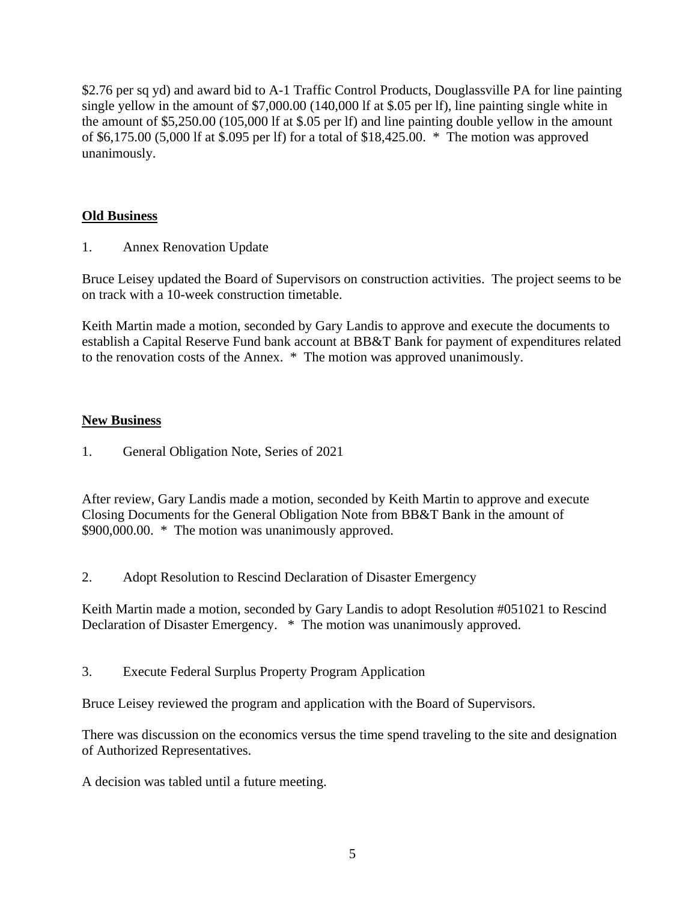$2.76 per sq yd) and award bid to A-1 Traffic Control Products, Douglassville PA for line painting single yellow in the amount of $7,000.00 (140,000 lf at $.05 per lf), line painting single white in the amount of $5,250.00 (105,000 lf at $.05 per lf) and line painting double yellow in the amount of $6,175.00 (5,000 lf at $.095 per lf) for a total of $18,425.00. * The motion was approved unanimously.

## Old Business

1. Annex Renovation Update

Bruce Leisey updated the Board of Supervisors on construction activities. The project seems to be on track with a 10-week construction timetable.

Keith Martin made a motion, seconded by Gary Landis to approve and execute the documents to establish a Capital Reserve Fund bank account at BB&T Bank for payment of expenditures related to the renovation costs of the Annex. * The motion was approved unanimously.

## New Business

1. General Obligation Note, Series of 2021

After review, Gary Landis made a motion, seconded by Keith Martin to approve and execute Closing Documents for the General Obligation Note from BB&T Bank in the amount of $900,000.00. * The motion was unanimously approved.

2. Adopt Resolution to Rescind Declaration of Disaster Emergency

Keith Martin made a motion, seconded by Gary Landis to adopt Resolution #051021 to Rescind Declaration of Disaster Emergency. * The motion was unanimously approved.

3. Execute Federal Surplus Property Program Application

Bruce Leisey reviewed the program and application with the Board of Supervisors.

There was discussion on the economics versus the time spend traveling to the site and designation of Authorized Representatives.

A decision was tabled until a future meeting.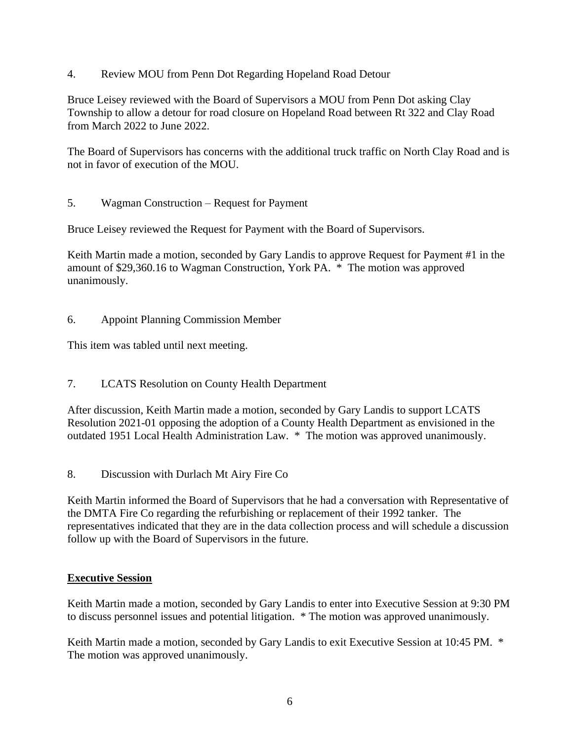4. Review MOU from Penn Dot Regarding Hopeland Road Detour

Bruce Leisey reviewed with the Board of Supervisors a MOU from Penn Dot asking Clay Township to allow a detour for road closure on Hopeland Road between Rt 322 and Clay Road from March 2022 to June 2022.

The Board of Supervisors has concerns with the additional truck traffic on North Clay Road and is not in favor of execution of the MOU.

5. Wagman Construction – Request for Payment

Bruce Leisey reviewed the Request for Payment with the Board of Supervisors.

Keith Martin made a motion, seconded by Gary Landis to approve Request for Payment #1 in the amount of $29,360.16 to Wagman Construction, York PA. * The motion was approved unanimously.

6. Appoint Planning Commission Member

This item was tabled until next meeting.

7. LCATS Resolution on County Health Department

After discussion, Keith Martin made a motion, seconded by Gary Landis to support LCATS Resolution 2021-01 opposing the adoption of a County Health Department as envisioned in the outdated 1951 Local Health Administration Law. * The motion was approved unanimously.

8. Discussion with Durlach Mt Airy Fire Co

Keith Martin informed the Board of Supervisors that he had a conversation with Representative of the DMTA Fire Co regarding the refurbishing or replacement of their 1992 tanker. The representatives indicated that they are in the data collection process and will schedule a discussion follow up with the Board of Supervisors in the future.

## <u>Executive Session</u>

Keith Martin made a motion, seconded by Gary Landis to enter into Executive Session at 9:30 PM to discuss personnel issues and potential litigation. * The motion was approved unanimously.

Keith Martin made a motion, seconded by Gary Landis to exit Executive Session at 10:45 PM. * The motion was approved unanimously.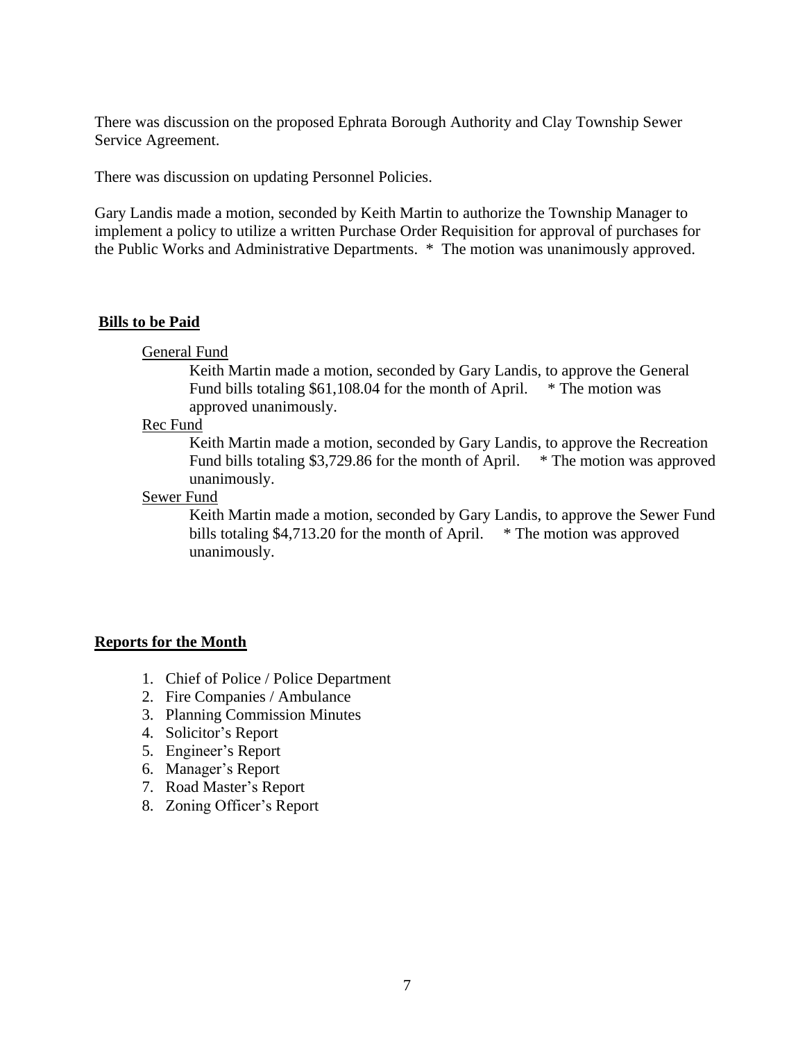There was discussion on the proposed Ephrata Borough Authority and Clay Township Sewer Service Agreement.

There was discussion on updating Personnel Policies.

Gary Landis made a motion, seconded by Keith Martin to authorize the Township Manager to implement a policy to utilize a written Purchase Order Requisition for approval of purchases for the Public Works and Administrative Departments. * The motion was unanimously approved.

**Bills to be Paid**

General Fund

Keith Martin made a motion, seconded by Gary Landis, to approve the General Fund bills totaling $61,108.04 for the month of April. * The motion was approved unanimously.

Rec Fund

Keith Martin made a motion, seconded by Gary Landis, to approve the Recreation Fund bills totaling $3,729.86 for the month of April. * The motion was approved unanimously.

Sewer Fund

Keith Martin made a motion, seconded by Gary Landis, to approve the Sewer Fund bills totaling $4,713.20 for the month of April. * The motion was approved unanimously.

**Reports for the Month**

1. Chief of Police / Police Department
2. Fire Companies / Ambulance
3. Planning Commission Minutes
4. Solicitor's Report
5. Engineer's Report
6. Manager's Report
7. Road Master's Report
8. Zoning Officer's Report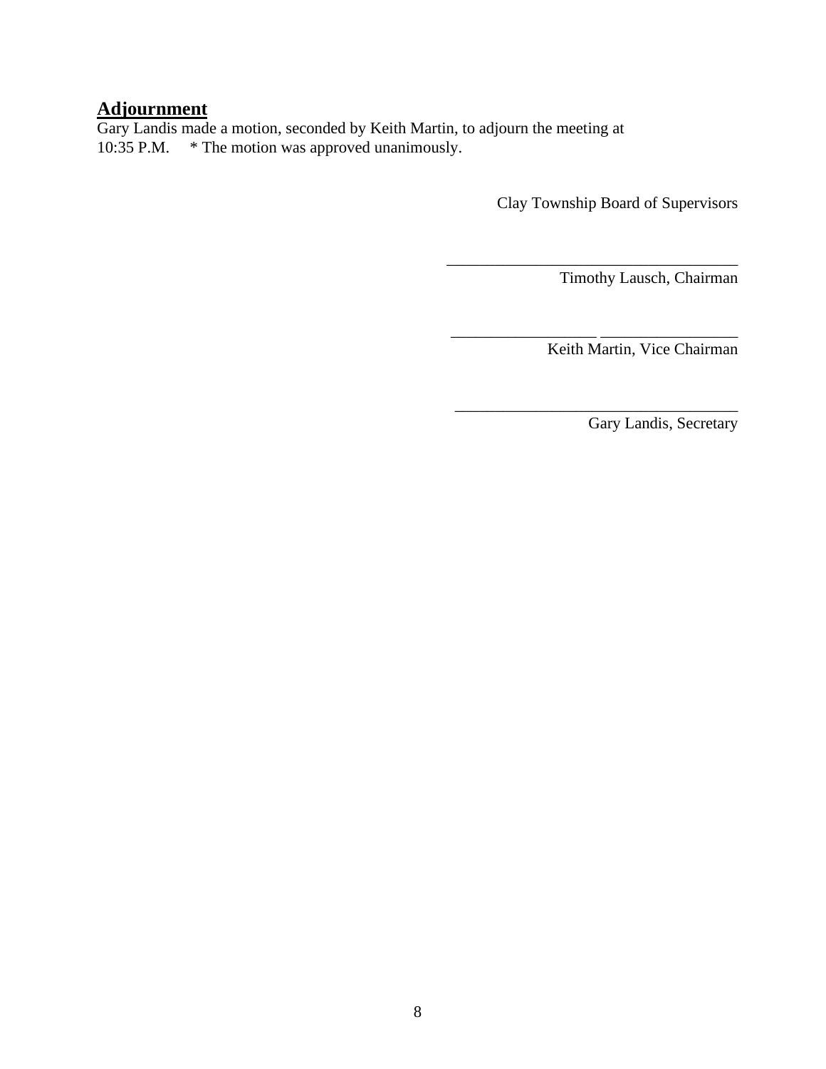## Adjournment

Gary Landis made a motion, seconded by Keith Martin, to adjourn the meeting at 10:35 P.M. * The motion was approved unanimously.

Clay Township Board of Supervisors

_____________________________________
Timothy Lausch, Chairman

_________________ ________________
Keith Martin, Vice Chairman

____________________________________
Gary Landis, Secretary